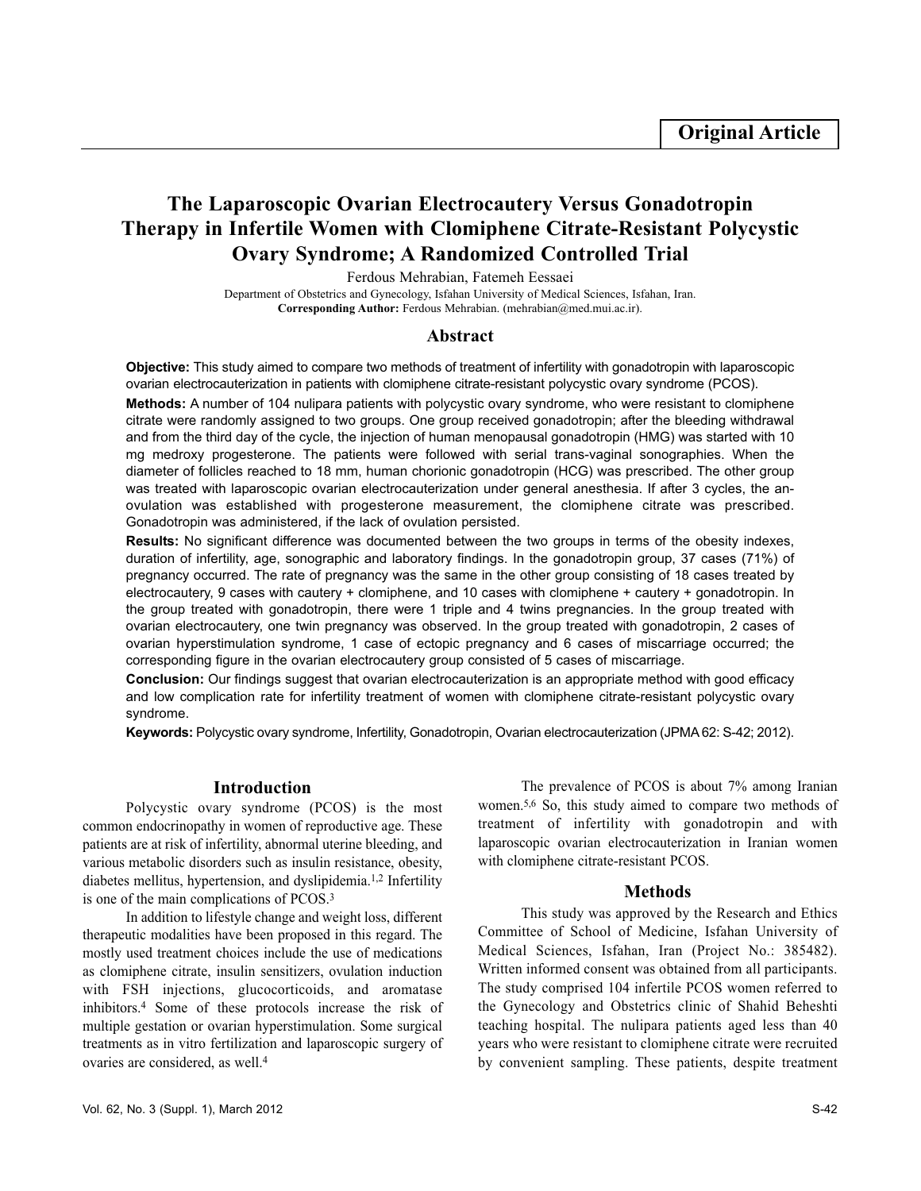Original Article

# The Laparoscopic Ovarian Electrocautery Versus Gonadotropin Therapy in Infertile Women with Clomiphene Citrate-Resistant Polycystic Ovary Syndrome; A Randomized Controlled Trial

Ferdous Mehrabian, Fatemeh Eessaei

Department of Obstetrics and Gynecology, Isfahan University of Medical Sciences, Isfahan, Iran.

**Corresponding Author:** Ferdous Mehrabian. (mehrabian@med.mui.ac.ir).

## Abstract

**Objective:** This study aimed to compare two methods of treatment of infertility with gonadotropin with laparoscopic ovarian electrocauterization in patients with clomiphene citrate-resistant polycystic ovary syndrome (PCOS).

**Methods:** A number of 104 nulipara patients with polycystic ovary syndrome, who were resistant to clomiphene citrate were randomly assigned to two groups. One group received gonadotropin; after the bleeding withdrawal and from the third day of the cycle, the injection of human menopausal gonadotropin (HMG) was started with 10 mg medroxy progesterone. The patients were followed with serial trans-vaginal sonographies. When the diameter of follicles reached to 18 mm, human chorionic gonadotropin (HCG) was prescribed. The other group was treated with laparoscopic ovarian electrocauterization under general anesthesia. If after 3 cycles, the an-ovulation was established with progesterone measurement, the clomiphene citrate was prescribed. Gonadotropin was administered, if the lack of ovulation persisted.

**Results:** No significant difference was documented between the two groups in terms of the obesity indexes, duration of infertility, age, sonographic and laboratory findings. In the gonadotropin group, 37 cases (71%) of pregnancy occurred. The rate of pregnancy was the same in the other group consisting of 18 cases treated by electrocautery, 9 cases with cautery + clomiphene, and 10 cases with clomiphene + cautery + gonadotropin. In the group treated with gonadotropin, there were 1 triple and 4 twins pregnancies. In the group treated with ovarian electrocautery, one twin pregnancy was observed. In the group treated with gonadotropin, 2 cases of ovarian hyperstimulation syndrome, 1 case of ectopic pregnancy and 6 cases of miscarriage occurred; the corresponding figure in the ovarian electrocautery group consisted of 5 cases of miscarriage.

**Conclusion:** Our findings suggest that ovarian electrocauterization is an appropriate method with good efficacy and low complication rate for infertility treatment of women with clomiphene citrate-resistant polycystic ovary syndrome.

**Keywords:** Polycystic ovary syndrome, Infertility, Gonadotropin, Ovarian electrocauterization (JPMA 62: S-42; 2012).

## Introduction

Polycystic ovary syndrome (PCOS) is the most common endocrinopathy in women of reproductive age. These patients are at risk of infertility, abnormal uterine bleeding, and various metabolic disorders such as insulin resistance, obesity, diabetes mellitus, hypertension, and dyslipidemia.[1,2] Infertility is one of the main complications of PCOS.[3]

In addition to lifestyle change and weight loss, different therapeutic modalities have been proposed in this regard. The mostly used treatment choices include the use of medications as clomiphene citrate, insulin sensitizers, ovulation induction with FSH injections, glucocorticoids, and aromatase inhibitors.[4] Some of these protocols increase the risk of multiple gestation or ovarian hyperstimulation. Some surgical treatments as in vitro fertilization and laparoscopic surgery of ovaries are considered, as well.[4]

The prevalence of PCOS is about 7% among Iranian women.[5,6] So, this study aimed to compare two methods of treatment of infertility with gonadotropin and with laparoscopic ovarian electrocauterization in Iranian women with clomiphene citrate-resistant PCOS.

## Methods

This study was approved by the Research and Ethics Committee of School of Medicine, Isfahan University of Medical Sciences, Isfahan, Iran (Project No.: 385482). Written informed consent was obtained from all participants. The study comprised 104 infertile PCOS women referred to the Gynecology and Obstetrics clinic of Shahid Beheshti teaching hospital. The nulipara patients aged less than 40 years who were resistant to clomiphene citrate were recruited by convenient sampling. These patients, despite treatment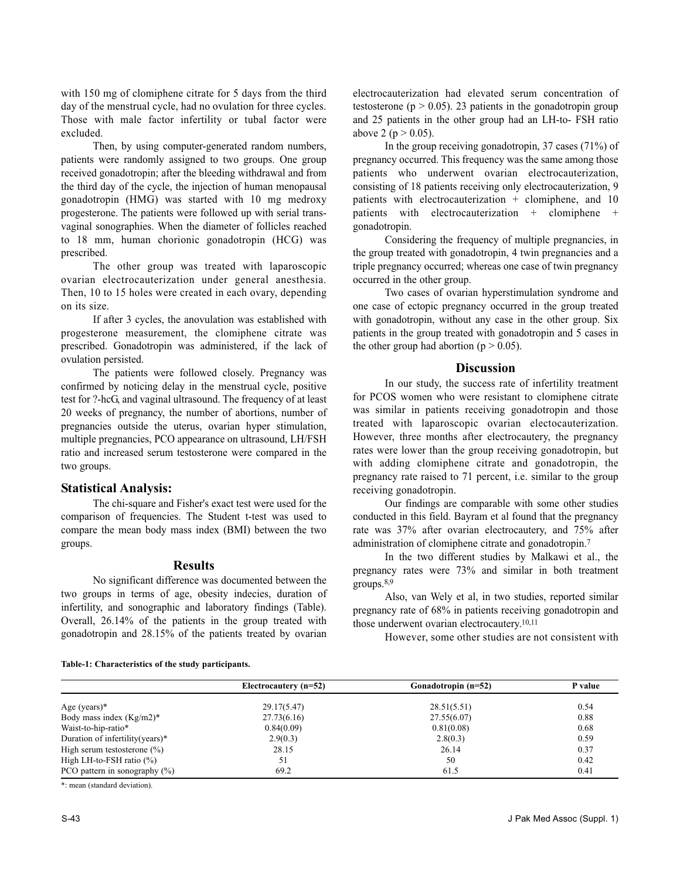with 150 mg of clomiphene citrate for 5 days from the third day of the menstrual cycle, had no ovulation for three cycles. Those with male factor infertility or tubal factor were excluded.

Then, by using computer-generated random numbers, patients were randomly assigned to two groups. One group received gonadotropin; after the bleeding withdrawal and from the third day of the cycle, the injection of human menopausal gonadotropin (HMG) was started with 10 mg medroxy progesterone. The patients were followed up with serial trans-vaginal sonographies. When the diameter of follicles reached to 18 mm, human chorionic gonadotropin (HCG) was prescribed.

The other group was treated with laparoscopic ovarian electrocauterization under general anesthesia. Then, 10 to 15 holes were created in each ovary, depending on its size.

If after 3 cycles, the anovulation was established with progesterone measurement, the clomiphene citrate was prescribed. Gonadotropin was administered, if the lack of ovulation persisted.

The patients were followed closely. Pregnancy was confirmed by noticing delay in the menstrual cycle, positive test for ?-hcG, and vaginal ultrasound. The frequency of at least 20 weeks of pregnancy, the number of abortions, number of pregnancies outside the uterus, ovarian hyper stimulation, multiple pregnancies, PCO appearance on ultrasound, LH/FSH ratio and increased serum testosterone were compared in the two groups.

## Statistical Analysis:

The chi-square and Fisher's exact test were used for the comparison of frequencies. The Student t-test was used to compare the mean body mass index (BMI) between the two groups.

## Results

No significant difference was documented between the two groups in terms of age, obesity indecies, duration of infertility, and sonographic and laboratory findings (Table). Overall, 26.14% of the patients in the group treated with gonadotropin and 28.15% of the patients treated by ovarian electrocauterization had elevated serum concentration of testosterone ($p > 0.05$). 23 patients in the gonadotropin group and 25 patients in the other group had an LH-to- FSH ratio above 2 ($p > 0.05$).

In the group receiving gonadotropin, 37 cases (71%) of pregnancy occurred. This frequency was the same among those patients who underwent ovarian electrocauterization, consisting of 18 patients receiving only electrocauterization, 9 patients with electrocauterization + clomiphene, and 10 patients with electrocauterization + clomiphene + gonadotropin.

Considering the frequency of multiple pregnancies, in the group treated with gonadotropin, 4 twin pregnancies and a triple pregnancy occurred; whereas one case of twin pregnancy occurred in the other group.

Two cases of ovarian hyperstimulation syndrome and one case of ectopic pregnancy occurred in the group treated with gonadotropin, without any case in the other group. Six patients in the group treated with gonadotropin and 5 cases in the other group had abortion ($p > 0.05$).

## Discussion

In our study, the success rate of infertility treatment for PCOS women who were resistant to clomiphene citrate was similar in patients receiving gonadotropin and those treated with laparoscopic ovarian electocauterization. However, three months after electrocautery, the pregnancy rates were lower than the group receiving gonadotropin, but with adding clomiphene citrate and gonadotropin, the pregnancy rate raised to 71 percent, i.e. similar to the group receiving gonadotropin.

Our findings are comparable with some other studies conducted in this field. Bayram et al found that the pregnancy rate was 37% after ovarian electrocautery, and 75% after administration of clomiphene citrate and gonadotropin.[7]

In the two different studies by Malkawi et al., the pregnancy rates were 73% and similar in both treatment groups.[8,9]

Also, van Wely et al, in two studies, reported similar pregnancy rate of 68% in patients receiving gonadotropin and those underwent ovarian electrocautery.[10,11]

However, some other studies are not consistent with

**Table-1: Characteristics of the study participants.**

| | Electrocautery (n=52) | Gonadotropin (n=52) | P value |
|---|---|---|---|
| Age (years)* | 29.17(5.47) | 28.51(5.51) | 0.54 |
| Body mass index (Kg/m2)* | 27.73(6.16) | 27.55(6.07) | 0.88 |
| Waist-to-hip-ratio* | 0.84(0.09) | 0.81(0.08) | 0.68 |
| Duration of infertility(years)* | 2.9(0.3) | 2.8(0.3) | 0.59 |
| High serum testosterone (%) | 28.15 | 26.14 | 0.37 |
| High LH-to-FSH ratio (%) | 51 | 50 | 0.42 |
| PCO pattern in sonography (%) | 69.2 | 61.5 | 0.41 |

*: mean (standard deviation).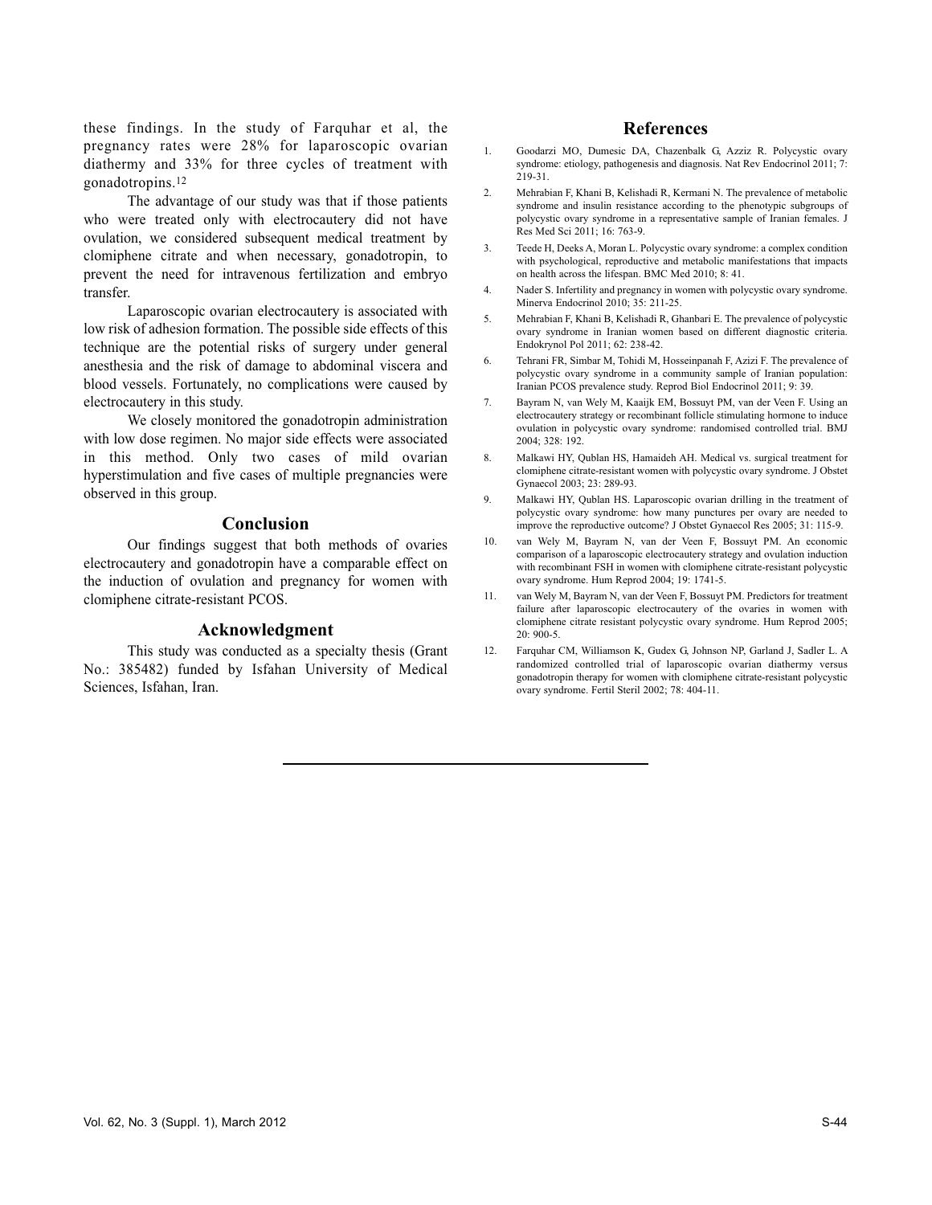these findings. In the study of Farquhar et al, the pregnancy rates were 28% for laparoscopic ovarian diathermy and 33% for three cycles of treatment with gonadotropins.[12]

The advantage of our study was that if those patients who were treated only with electrocautery did not have ovulation, we considered subsequent medical treatment by clomiphene citrate and when necessary, gonadotropin, to prevent the need for intravenous fertilization and embryo transfer.

Laparoscopic ovarian electrocautery is associated with low risk of adhesion formation. The possible side effects of this technique are the potential risks of surgery under general anesthesia and the risk of damage to abdominal viscera and blood vessels. Fortunately, no complications were caused by electrocautery in this study.

We closely monitored the gonadotropin administration with low dose regimen. No major side effects were associated in this method. Only two cases of mild ovarian hyperstimulation and five cases of multiple pregnancies were observed in this group.

## Conclusion

Our findings suggest that both methods of ovaries electrocautery and gonadotropin have a comparable effect on the induction of ovulation and pregnancy for women with clomiphene citrate-resistant PCOS.

## Acknowledgment

This study was conducted as a specialty thesis (Grant No.: 385482) funded by Isfahan University of Medical Sciences, Isfahan, Iran.

## References

1. Goodarzi MO, Dumesic DA, Chazenbalk G, Azziz R. Polycystic ovary syndrome: etiology, pathogenesis and diagnosis. Nat Rev Endocrinol 2011; 7: 219-31.
2. Mehrabian F, Khani B, Kelishadi R, Kermani N. The prevalence of metabolic syndrome and insulin resistance according to the phenotypic subgroups of polycystic ovary syndrome in a representative sample of Iranian females. J Res Med Sci 2011; 16: 763-9.
3. Teede H, Deeks A, Moran L. Polycystic ovary syndrome: a complex condition with psychological, reproductive and metabolic manifestations that impacts on health across the lifespan. BMC Med 2010; 8: 41.
4. Nader S. Infertility and pregnancy in women with polycystic ovary syndrome. Minerva Endocrinol 2010; 35: 211-25.
5. Mehrabian F, Khani B, Kelishadi R, Ghanbari E. The prevalence of polycystic ovary syndrome in Iranian women based on different diagnostic criteria. Endokrynol Pol 2011; 62: 238-42.
6. Tehrani FR, Simbar M, Tohidi M, Hosseinpanah F, Azizi F. The prevalence of polycystic ovary syndrome in a community sample of Iranian population: Iranian PCOS prevalence study. Reprod Biol Endocrinol 2011; 9: 39.
7. Bayram N, van Wely M, Kaaijk EM, Bossuyt PM, van der Veen F. Using an electrocautery strategy or recombinant follicle stimulating hormone to induce ovulation in polycystic ovary syndrome: randomised controlled trial. BMJ 2004; 328: 192.
8. Malkawi HY, Qublan HS, Hamaideh AH. Medical vs. surgical treatment for clomiphene citrate-resistant women with polycystic ovary syndrome. J Obstet Gynaecol 2003; 23: 289-93.
9. Malkawi HY, Qublan HS. Laparoscopic ovarian drilling in the treatment of polycystic ovary syndrome: how many punctures per ovary are needed to improve the reproductive outcome? J Obstet Gynaecol Res 2005; 31: 115-9.
10. van Wely M, Bayram N, van der Veen F, Bossuyt PM. An economic comparison of a laparoscopic electrocautery strategy and ovulation induction with recombinant FSH in women with clomiphene citrate-resistant polycystic ovary syndrome. Hum Reprod 2004; 19: 1741-5.
11. van Wely M, Bayram N, van der Veen F, Bossuyt PM. Predictors for treatment failure after laparoscopic electrocautery of the ovaries in women with clomiphene citrate resistant polycystic ovary syndrome. Hum Reprod 2005; 20: 900-5.
12. Farquhar CM, Williamson K, Gudex G, Johnson NP, Garland J, Sadler L. A randomized controlled trial of laparoscopic ovarian diathermy versus gonadotropin therapy for women with clomiphene citrate-resistant polycystic ovary syndrome. Fertil Steril 2002; 78: 404-11.